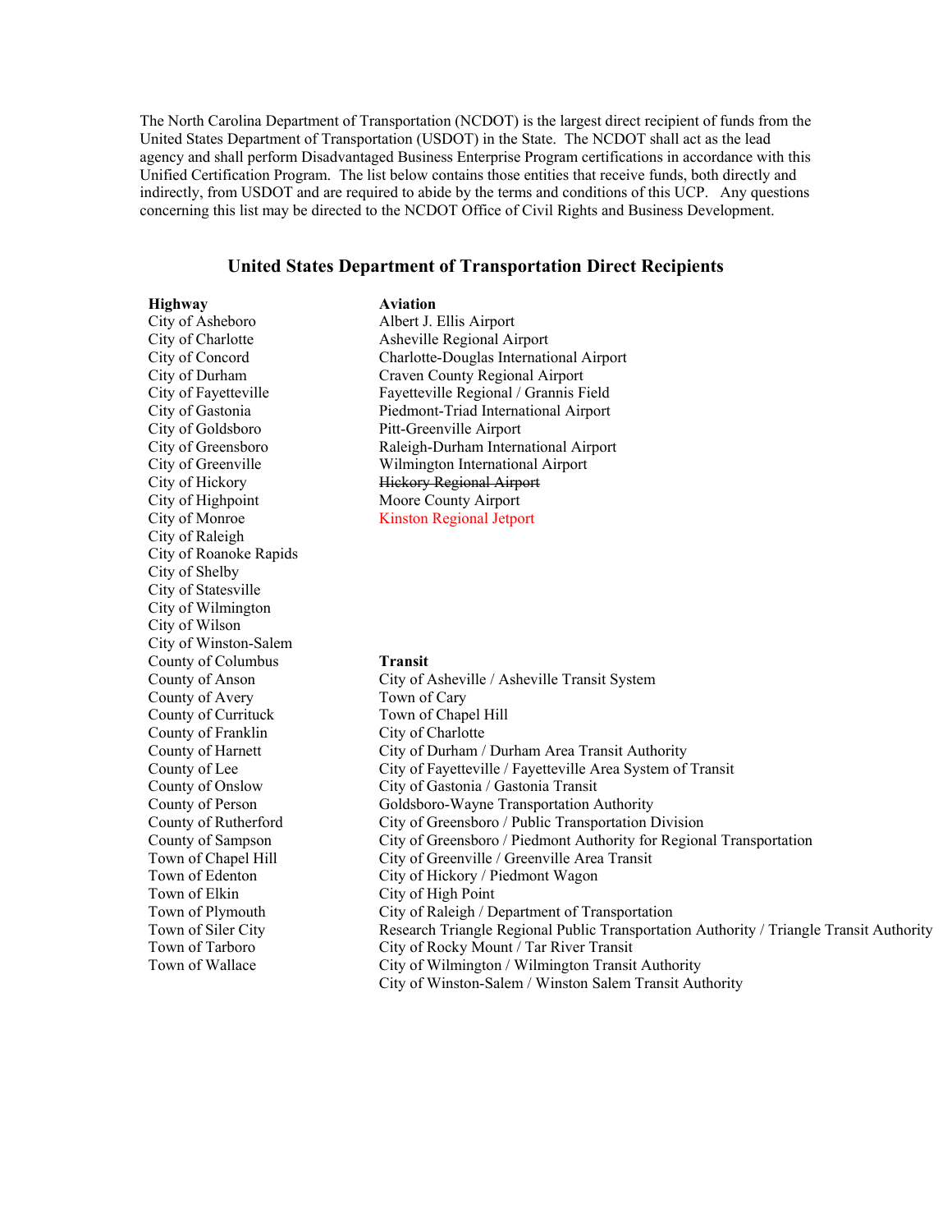The North Carolina Department of Transportation (NCDOT) is the largest direct recipient of funds from the United States Department of Transportation (USDOT) in the State. The NCDOT shall act as the lead agency and shall perform Disadvantaged Business Enterprise Program certifications in accordance with this Unified Certification Program. The list below contains those entities that receive funds, both directly and indirectly, from USDOT and are required to abide by the terms and conditions of this UCP. Any questions concerning this list may be directed to the NCDOT Office of Civil Rights and Business Development.

## United States Department of Transportation Direct Recipients

**Highway**

City of Asheboro
City of Charlotte
City of Concord
City of Durham
City of Fayetteville
City of Gastonia
City of Goldsboro
City of Greensboro
City of Greenville
City of Hickory
City of Highpoint
City of Monroe
City of Raleigh
City of Roanoke Rapids
City of Shelby
City of Statesville
City of Wilmington
City of Wilson
City of Winston-Salem
County of Columbus
County of Anson
County of Avery
County of Currituck
County of Franklin
County of Harnett
County of Lee
County of Onslow
County of Person
County of Rutherford
County of Sampson
Town of Chapel Hill
Town of Edenton
Town of Elkin
Town of Plymouth
Town of Siler City
Town of Tarboro
Town of Wallace

**Aviation**

Albert J. Ellis Airport
Asheville Regional Airport
Charlotte-Douglas International Airport
Craven County Regional Airport
Fayetteville Regional / Grannis Field
Piedmont-Triad International Airport
Pitt-Greenville Airport
Raleigh-Durham International Airport
Wilmington International Airport
~~Hickory Regional Airport~~
Moore County Airport
Kinston Regional Jetport

**Transit**

City of Asheville / Asheville Transit System
Town of Cary
Town of Chapel Hill
City of Charlotte
City of Durham / Durham Area Transit Authority
City of Fayetteville / Fayetteville Area System of Transit
City of Gastonia / Gastonia Transit
Goldsboro-Wayne Transportation Authority
City of Greensboro / Public Transportation Division
City of Greensboro / Piedmont Authority for Regional Transportation
City of Greenville / Greenville Area Transit
City of Hickory / Piedmont Wagon
City of High Point
City of Raleigh / Department of Transportation
Research Triangle Regional Public Transportation Authority / Triangle Transit Authority
City of Rocky Mount / Tar River Transit
City of Wilmington / Wilmington Transit Authority
City of Winston-Salem / Winston Salem Transit Authority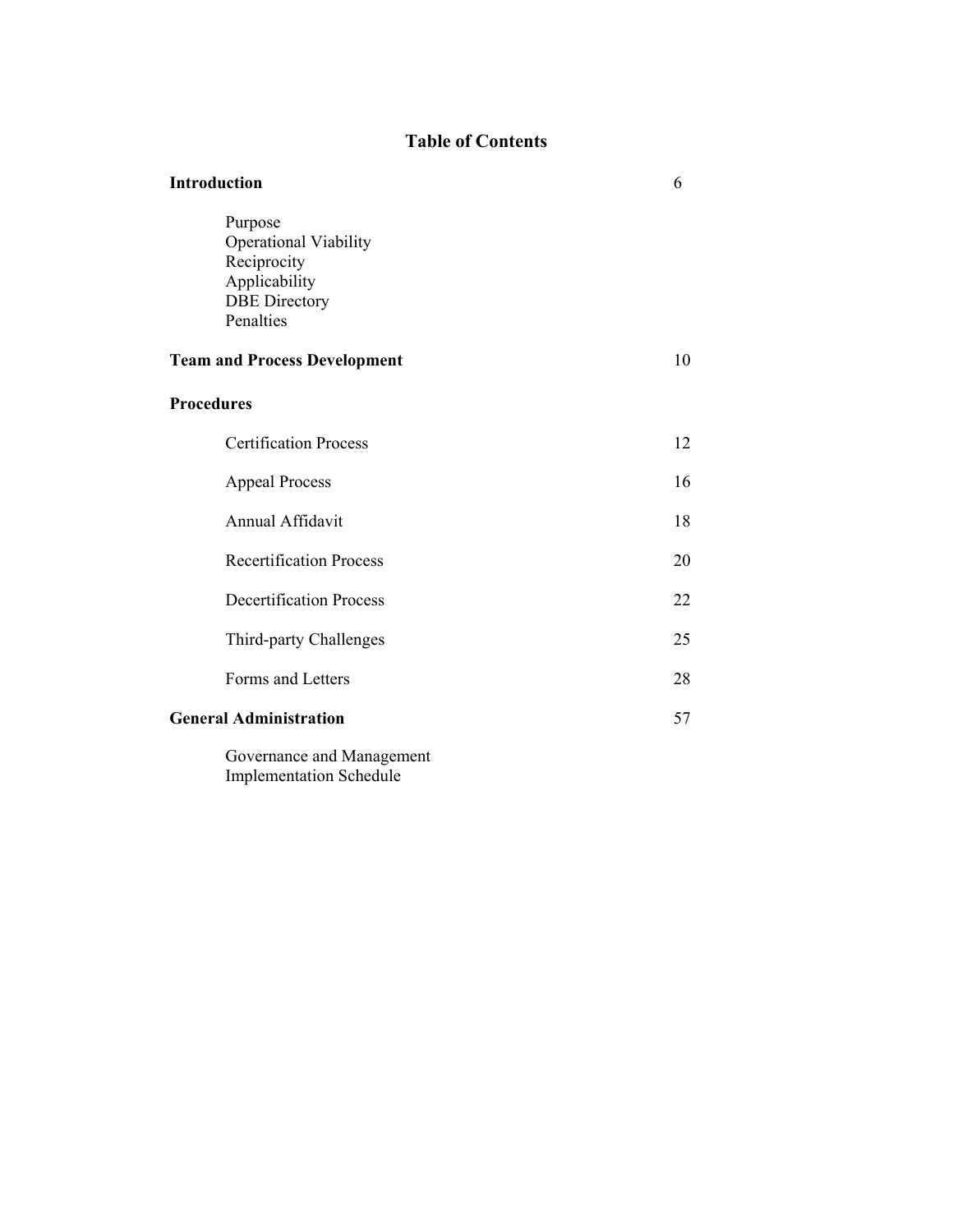# Table of Contents

| | |
|---|---|
| **Introduction** | 6 |
| Purpose<br>Operational Viability<br>Reciprocity<br>Applicability<br>DBE Directory<br>Penalties | |
| **Team and Process Development** | 10 |
| **Procedures** | |
| Certification Process | 12 |
| Appeal Process | 16 |
| Annual Affidavit | 18 |
| Recertification Process | 20 |
| Decertification Process | 22 |
| Third-party Challenges | 25 |
| Forms and Letters | 28 |
| **General Administration** | 57 |
| Governance and Management<br>Implementation Schedule | |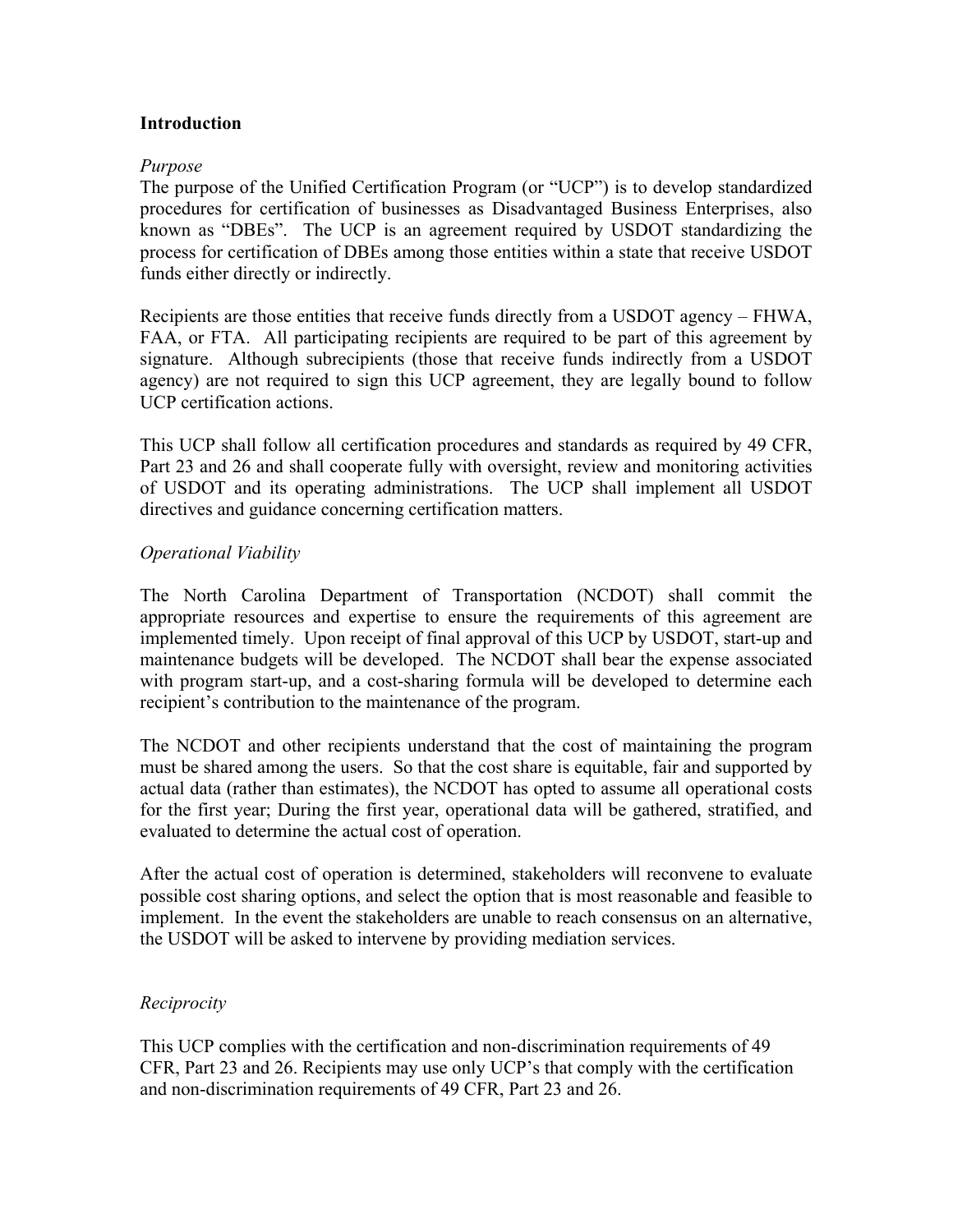## Introduction

*Purpose*

The purpose of the Unified Certification Program (or "UCP") is to develop standardized procedures for certification of businesses as Disadvantaged Business Enterprises, also known as "DBEs". The UCP is an agreement required by USDOT standardizing the process for certification of DBEs among those entities within a state that receive USDOT funds either directly or indirectly.

Recipients are those entities that receive funds directly from a USDOT agency – FHWA, FAA, or FTA. All participating recipients are required to be part of this agreement by signature. Although subrecipients (those that receive funds indirectly from a USDOT agency) are not required to sign this UCP agreement, they are legally bound to follow UCP certification actions.

This UCP shall follow all certification procedures and standards as required by 49 CFR, Part 23 and 26 and shall cooperate fully with oversight, review and monitoring activities of USDOT and its operating administrations. The UCP shall implement all USDOT directives and guidance concerning certification matters.

*Operational Viability*

The North Carolina Department of Transportation (NCDOT) shall commit the appropriate resources and expertise to ensure the requirements of this agreement are implemented timely. Upon receipt of final approval of this UCP by USDOT, start-up and maintenance budgets will be developed. The NCDOT shall bear the expense associated with program start-up, and a cost-sharing formula will be developed to determine each recipient's contribution to the maintenance of the program.

The NCDOT and other recipients understand that the cost of maintaining the program must be shared among the users. So that the cost share is equitable, fair and supported by actual data (rather than estimates), the NCDOT has opted to assume all operational costs for the first year; During the first year, operational data will be gathered, stratified, and evaluated to determine the actual cost of operation.

After the actual cost of operation is determined, stakeholders will reconvene to evaluate possible cost sharing options, and select the option that is most reasonable and feasible to implement. In the event the stakeholders are unable to reach consensus on an alternative, the USDOT will be asked to intervene by providing mediation services.

*Reciprocity*

This UCP complies with the certification and non-discrimination requirements of 49 CFR, Part 23 and 26. Recipients may use only UCP's that comply with the certification and non-discrimination requirements of 49 CFR, Part 23 and 26.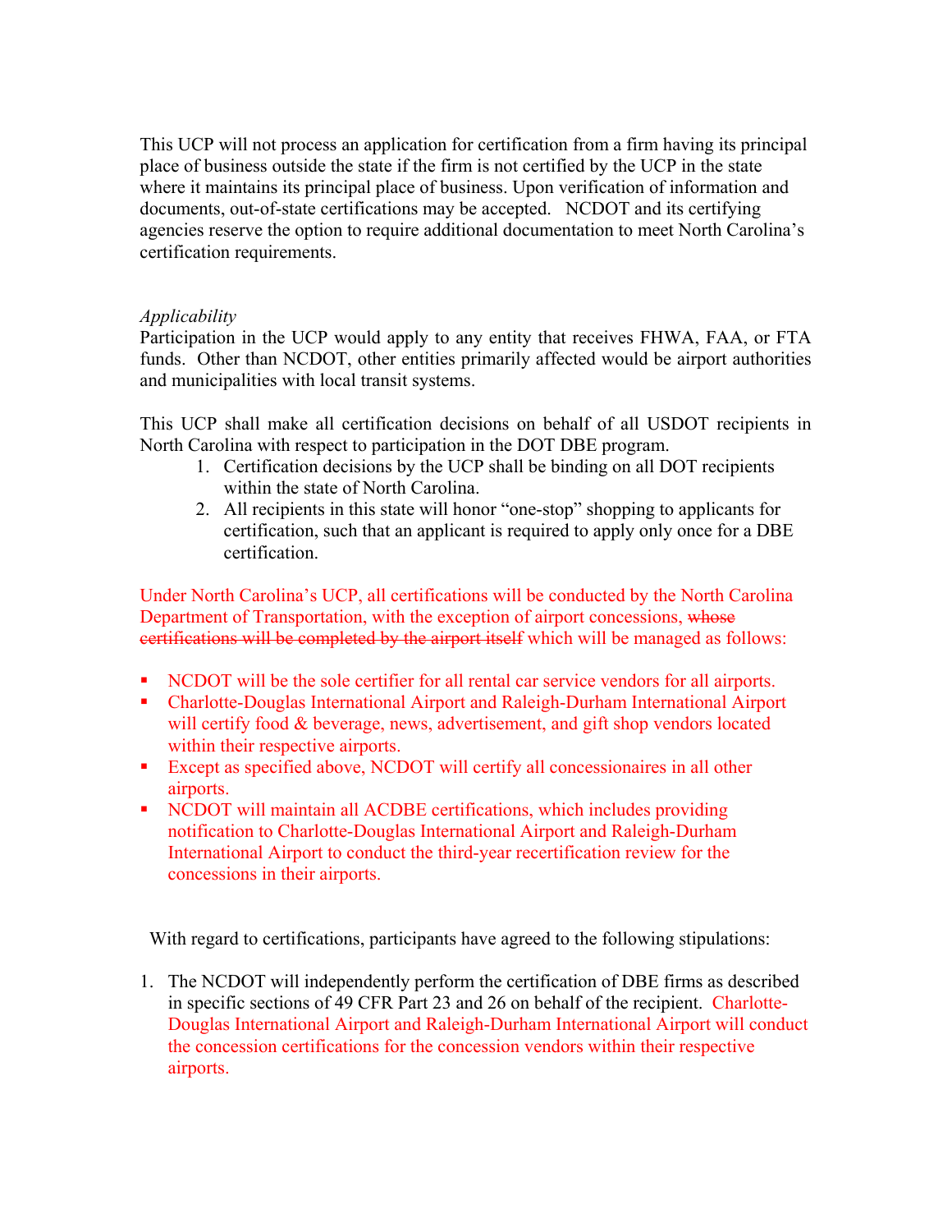This UCP will not process an application for certification from a firm having its principal place of business outside the state if the firm is not certified by the UCP in the state where it maintains its principal place of business. Upon verification of information and documents, out-of-state certifications may be accepted. NCDOT and its certifying agencies reserve the option to require additional documentation to meet North Carolina's certification requirements.

*Applicability*

Participation in the UCP would apply to any entity that receives FHWA, FAA, or FTA funds. Other than NCDOT, other entities primarily affected would be airport authorities and municipalities with local transit systems.

This UCP shall make all certification decisions on behalf of all USDOT recipients in North Carolina with respect to participation in the DOT DBE program.

1. Certification decisions by the UCP shall be binding on all DOT recipients within the state of North Carolina.
2. All recipients in this state will honor "one-stop" shopping to applicants for certification, such that an applicant is required to apply only once for a DBE certification.

Under North Carolina's UCP, all certifications will be conducted by the North Carolina Department of Transportation, with the exception of airport concessions, ~~whose certifications will be completed by the airport itself~~ which will be managed as follows:

- NCDOT will be the sole certifier for all rental car service vendors for all airports.
- Charlotte-Douglas International Airport and Raleigh-Durham International Airport will certify food & beverage, news, advertisement, and gift shop vendors located within their respective airports.
- Except as specified above, NCDOT will certify all concessionaires in all other airports.
- NCDOT will maintain all ACDBE certifications, which includes providing notification to Charlotte-Douglas International Airport and Raleigh-Durham International Airport to conduct the third-year recertification review for the concessions in their airports.

With regard to certifications, participants have agreed to the following stipulations:

1. The NCDOT will independently perform the certification of DBE firms as described in specific sections of 49 CFR Part 23 and 26 on behalf of the recipient. Charlotte-Douglas International Airport and Raleigh-Durham International Airport will conduct the concession certifications for the concession vendors within their respective airports.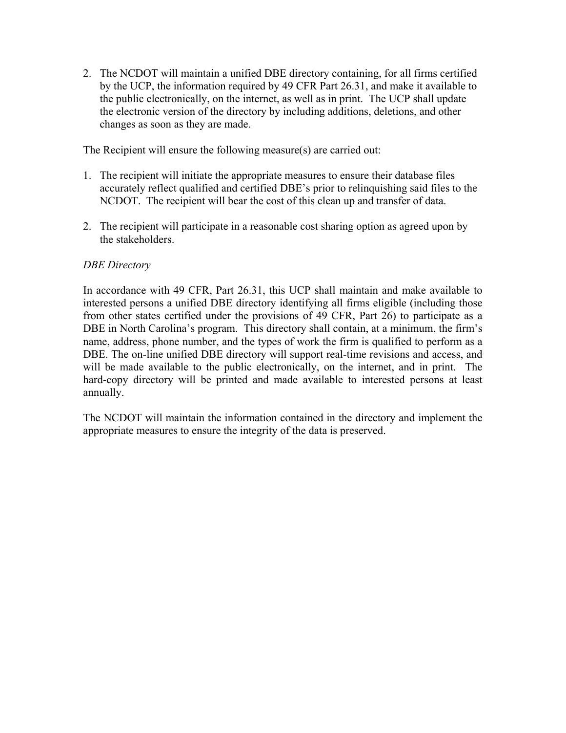2. The NCDOT will maintain a unified DBE directory containing, for all firms certified by the UCP, the information required by 49 CFR Part 26.31, and make it available to the public electronically, on the internet, as well as in print. The UCP shall update the electronic version of the directory by including additions, deletions, and other changes as soon as they are made.

The Recipient will ensure the following measure(s) are carried out:

1. The recipient will initiate the appropriate measures to ensure their database files accurately reflect qualified and certified DBE's prior to relinquishing said files to the NCDOT. The recipient will bear the cost of this clean up and transfer of data.

2. The recipient will participate in a reasonable cost sharing option as agreed upon by the stakeholders.

*DBE Directory*

In accordance with 49 CFR, Part 26.31, this UCP shall maintain and make available to interested persons a unified DBE directory identifying all firms eligible (including those from other states certified under the provisions of 49 CFR, Part 26) to participate as a DBE in North Carolina's program. This directory shall contain, at a minimum, the firm's name, address, phone number, and the types of work the firm is qualified to perform as a DBE. The on-line unified DBE directory will support real-time revisions and access, and will be made available to the public electronically, on the internet, and in print. The hard-copy directory will be printed and made available to interested persons at least annually.

The NCDOT will maintain the information contained in the directory and implement the appropriate measures to ensure the integrity of the data is preserved.